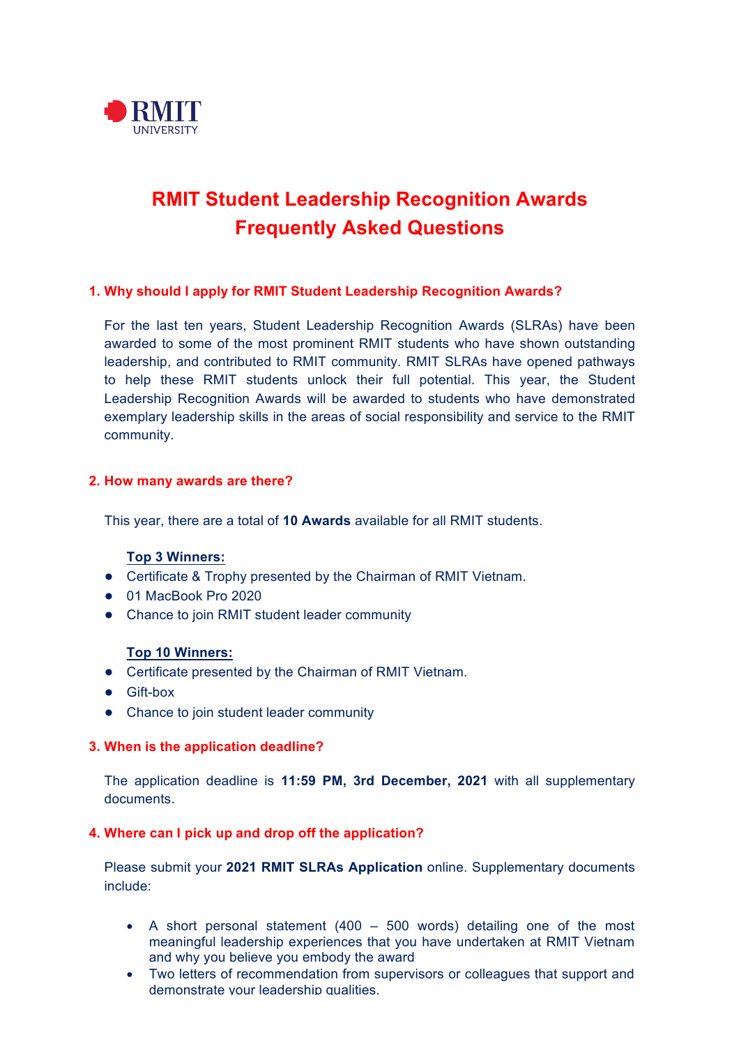RMIT UNIVERSITY

# RMIT Student Leadership Recognition Awards
# Frequently Asked Questions

## 1. Why should I apply for RMIT Student Leadership Recognition Awards?

For the last ten years, Student Leadership Recognition Awards (SLRAs) have been awarded to some of the most prominent RMIT students who have shown outstanding leadership, and contributed to RMIT community. RMIT SLRAs have opened pathways to help these RMIT students unlock their full potential. This year, the Student Leadership Recognition Awards will be awarded to students who have demonstrated exemplary leadership skills in the areas of social responsibility and service to the RMIT community.

## 2. How many awards are there?

This year, there are a total of **10 Awards** available for all RMIT students.

**Top 3 Winners:**

- Certificate & Trophy presented by the Chairman of RMIT Vietnam.
- 01 MacBook Pro 2020
- Chance to join RMIT student leader community

**Top 10 Winners:**

- Certificate presented by the Chairman of RMIT Vietnam.
- Gift-box
- Chance to join student leader community

## 3. When is the application deadline?

The application deadline is **11:59 PM, 3rd December, 2021** with all supplementary documents.

## 4. Where can I pick up and drop off the application?

Please submit your **2021 RMIT SLRAs Application** online. Supplementary documents include:

- A short personal statement (400 – 500 words) detailing one of the most meaningful leadership experiences that you have undertaken at RMIT Vietnam and why you believe you embody the award
- Two letters of recommendation from supervisors or colleagues that support and demonstrate your leadership qualities.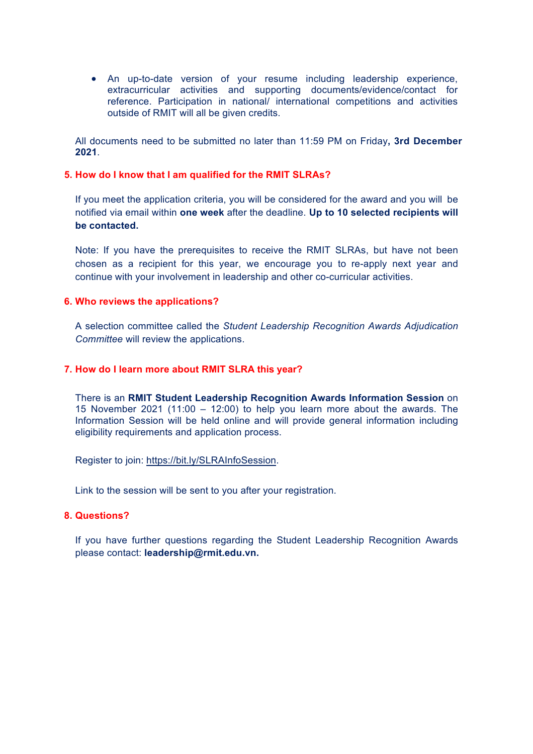- An up-to-date version of your resume including leadership experience, extracurricular activities and supporting documents/evidence/contact for reference. Participation in national/ international competitions and activities outside of RMIT will all be given credits.

All documents need to be submitted no later than 11:59 PM on Friday**, 3rd December 2021**.

**5. How do I know that I am qualified for the RMIT SLRAs?**

If you meet the application criteria, you will be considered for the award and you will be notified via email within **one week** after the deadline. **Up to 10 selected recipients will be contacted.**

Note: If you have the prerequisites to receive the RMIT SLRAs, but have not been chosen as a recipient for this year, we encourage you to re-apply next year and continue with your involvement in leadership and other co-curricular activities.

**6. Who reviews the applications?**

A selection committee called the *Student Leadership Recognition Awards Adjudication Committee* will review the applications.

**7. How do I learn more about RMIT SLRA this year?**

There is an **RMIT Student Leadership Recognition Awards Information Session** on 15 November 2021 (11:00 – 12:00) to help you learn more about the awards. The Information Session will be held online and will provide general information including eligibility requirements and application process.

Register to join: https://bit.ly/SLRAInfoSession.

Link to the session will be sent to you after your registration.

**8. Questions?**

If you have further questions regarding the Student Leadership Recognition Awards please contact: **leadership@rmit.edu.vn.**